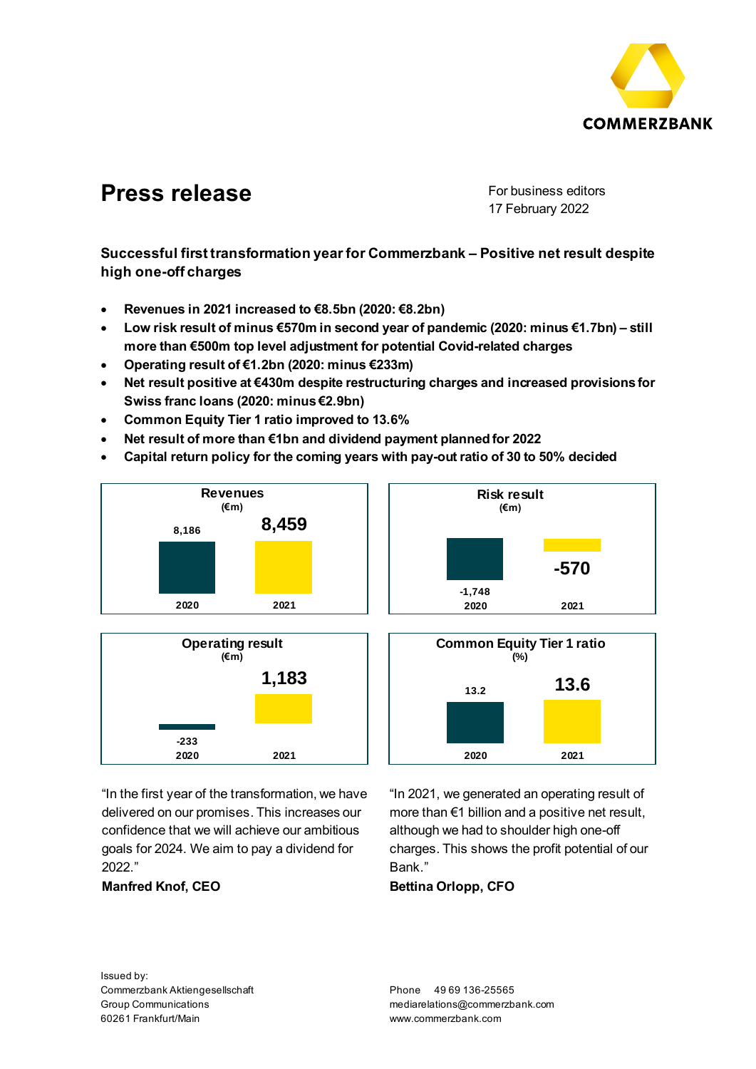COMMERZBANK

# Press release

For business editors
17 February 2022

## Successful first transformation year for Commerzbank – Positive net result despite high one-off charges

- **Revenues in 2021 increased to €8.5bn (2020: €8.2bn)**
- **Low risk result of minus €570m in second year of pandemic (2020: minus €1.7bn) – still more than €500m top level adjustment for potential Covid-related charges**
- **Operating result of €1.2bn (2020: minus €233m)**
- **Net result positive at €430m despite restructuring charges and increased provisions for Swiss franc loans (2020: minus €2.9bn)**
- **Common Equity Tier 1 ratio improved to 13.6%**
- **Net result of more than €1bn and dividend payment planned for 2022**
- **Capital return policy for the coming years with pay-out ratio of 30 to 50% decided**

| | 2020 | 2021 |
|---|---|---|
| Revenues (€m) | 8,186 | 8,459 |
| Risk result (€m) | -1,748 | -570 |
| Operating result (€m) | -233 | 1,183 |
| Common Equity Tier 1 ratio (%) | 13.2 | 13.6 |

"In the first year of the transformation, we have delivered on our promises. This increases our confidence that we will achieve our ambitious goals for 2024. We aim to pay a dividend for 2022."

**Manfred Knof, CEO**

"In 2021, we generated an operating result of more than €1 billion and a positive net result, although we had to shoulder high one-off charges. This shows the profit potential of our Bank."

**Bettina Orlopp, CFO**

Issued by:
Commerzbank Aktiengesellschaft
Group Communications
60261 Frankfurt/Main

Phone 49 69 136-25565
mediarelations@commerzbank.com
www.commerzbank.com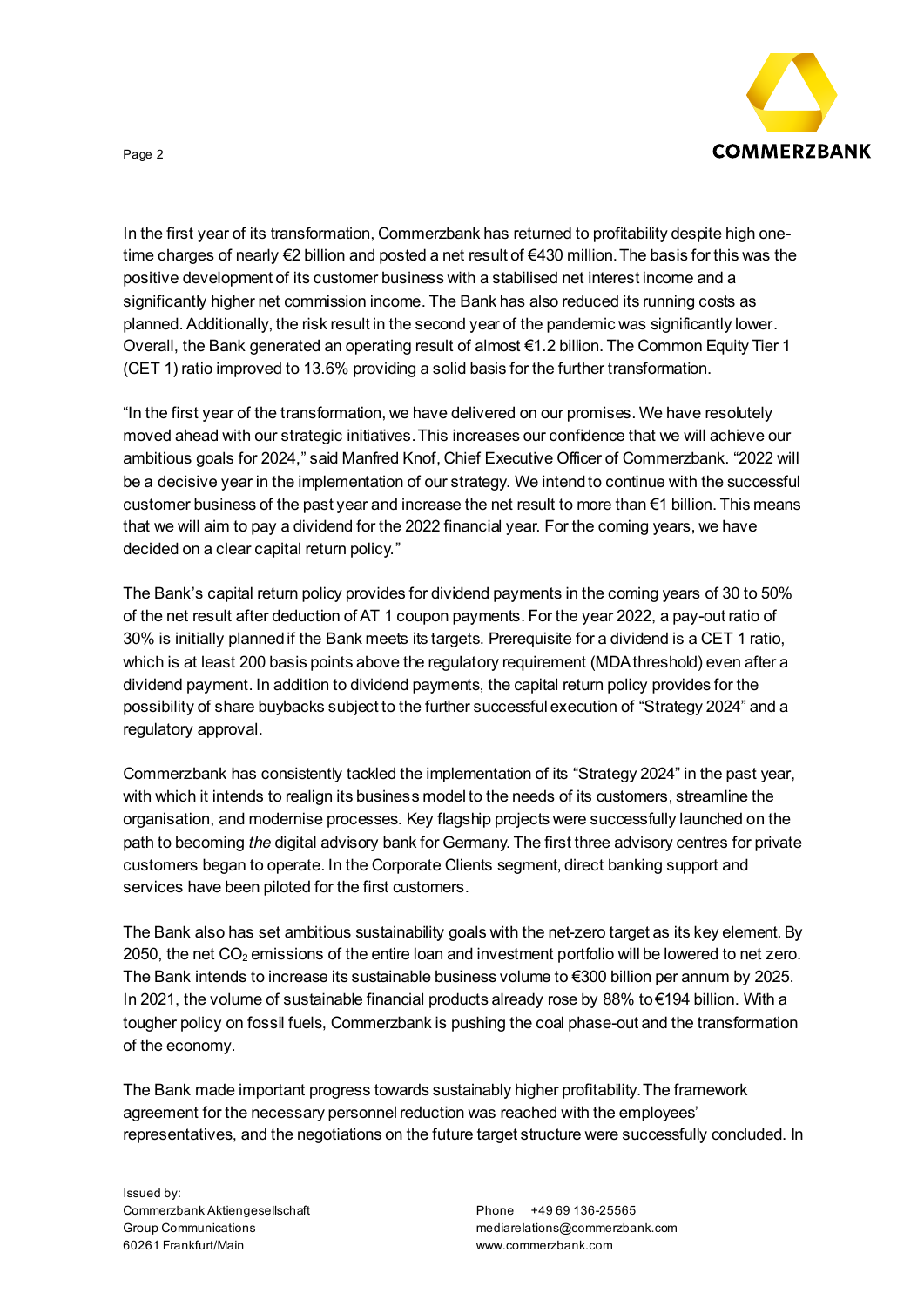In the first year of its transformation, Commerzbank has returned to profitability despite high one-time charges of nearly €2 billion and posted a net result of €430 million. The basis for this was the positive development of its customer business with a stabilised net interest income and a significantly higher net commission income. The Bank has also reduced its running costs as planned. Additionally, the risk result in the second year of the pandemic was significantly lower. Overall, the Bank generated an operating result of almost €1.2 billion. The Common Equity Tier 1 (CET 1) ratio improved to 13.6% providing a solid basis for the further transformation.

"In the first year of the transformation, we have delivered on our promises. We have resolutely moved ahead with our strategic initiatives. This increases our confidence that we will achieve our ambitious goals for 2024," said Manfred Knof, Chief Executive Officer of Commerzbank. "2022 will be a decisive year in the implementation of our strategy. We intend to continue with the successful customer business of the past year and increase the net result to more than €1 billion. This means that we will aim to pay a dividend for the 2022 financial year. For the coming years, we have decided on a clear capital return policy."

The Bank's capital return policy provides for dividend payments in the coming years of 30 to 50% of the net result after deduction of AT 1 coupon payments. For the year 2022, a pay-out ratio of 30% is initially planned if the Bank meets its targets. Prerequisite for a dividend is a CET 1 ratio, which is at least 200 basis points above the regulatory requirement (MDA threshold) even after a dividend payment. In addition to dividend payments, the capital return policy provides for the possibility of share buybacks subject to the further successful execution of "Strategy 2024" and a regulatory approval.

Commerzbank has consistently tackled the implementation of its "Strategy 2024" in the past year, with which it intends to realign its business model to the needs of its customers, streamline the organisation, and modernise processes. Key flagship projects were successfully launched on the path to becoming *the* digital advisory bank for Germany. The first three advisory centres for private customers began to operate. In the Corporate Clients segment, direct banking support and services have been piloted for the first customers.

The Bank also has set ambitious sustainability goals with the net-zero target as its key element. By 2050, the net $CO_2$ emissions of the entire loan and investment portfolio will be lowered to net zero. The Bank intends to increase its sustainable business volume to €300 billion per annum by 2025. In 2021, the volume of sustainable financial products already rose by 88% to €194 billion. With a tougher policy on fossil fuels, Commerzbank is pushing the coal phase-out and the transformation of the economy.

The Bank made important progress towards sustainably higher profitability. The framework agreement for the necessary personnel reduction was reached with the employees' representatives, and the negotiations on the future target structure were successfully concluded. In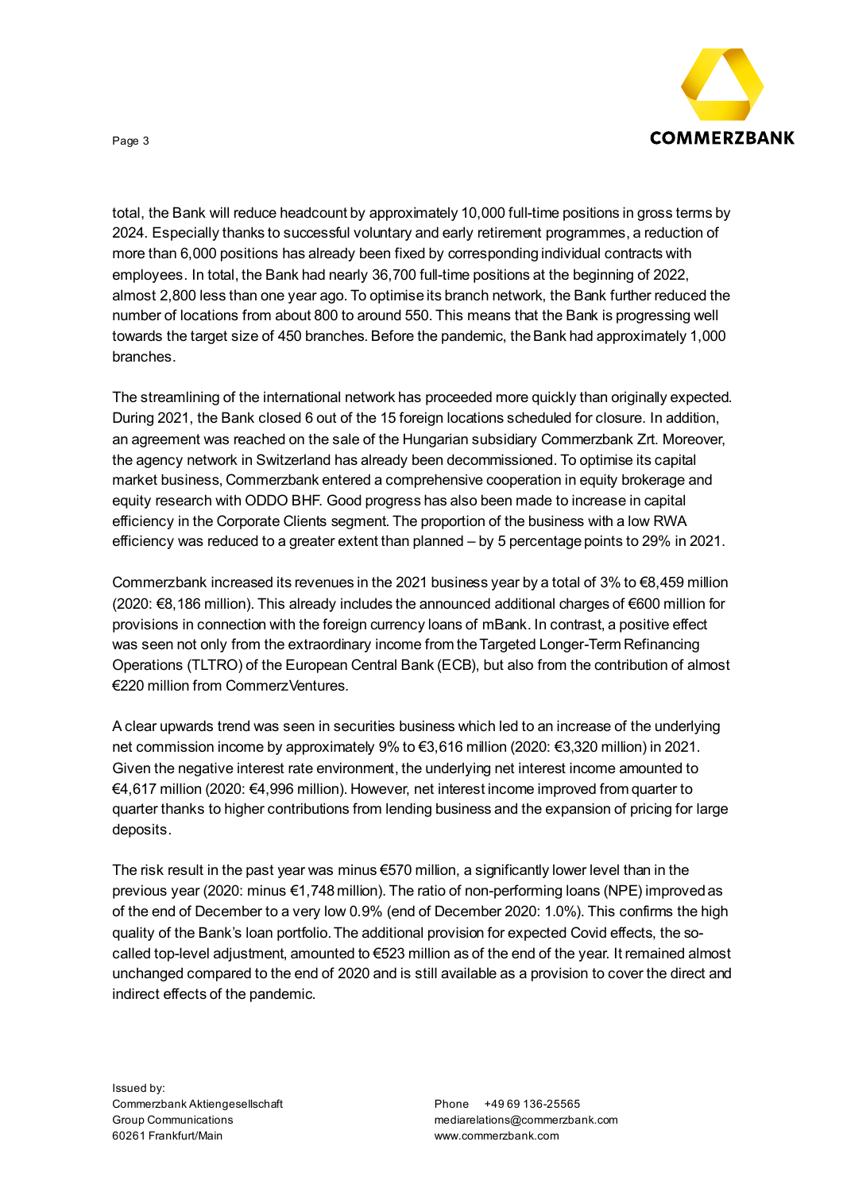total, the Bank will reduce headcount by approximately 10,000 full-time positions in gross terms by 2024. Especially thanks to successful voluntary and early retirement programmes, a reduction of more than 6,000 positions has already been fixed by corresponding individual contracts with employees. In total, the Bank had nearly 36,700 full-time positions at the beginning of 2022, almost 2,800 less than one year ago. To optimise its branch network, the Bank further reduced the number of locations from about 800 to around 550. This means that the Bank is progressing well towards the target size of 450 branches. Before the pandemic, the Bank had approximately 1,000 branches.

The streamlining of the international network has proceeded more quickly than originally expected. During 2021, the Bank closed 6 out of the 15 foreign locations scheduled for closure. In addition, an agreement was reached on the sale of the Hungarian subsidiary Commerzbank Zrt. Moreover, the agency network in Switzerland has already been decommissioned. To optimise its capital market business, Commerzbank entered a comprehensive cooperation in equity brokerage and equity research with ODDO BHF. Good progress has also been made to increase in capital efficiency in the Corporate Clients segment. The proportion of the business with a low RWA efficiency was reduced to a greater extent than planned – by 5 percentage points to 29% in 2021.

Commerzbank increased its revenues in the 2021 business year by a total of 3% to €8,459 million (2020: €8,186 million). This already includes the announced additional charges of €600 million for provisions in connection with the foreign currency loans of mBank. In contrast, a positive effect was seen not only from the extraordinary income from the Targeted Longer-Term Refinancing Operations (TLTRO) of the European Central Bank (ECB), but also from the contribution of almost €220 million from CommerzVentures.

A clear upwards trend was seen in securities business which led to an increase of the underlying net commission income by approximately 9% to €3,616 million (2020: €3,320 million) in 2021. Given the negative interest rate environment, the underlying net interest income amounted to €4,617 million (2020: €4,996 million). However, net interest income improved from quarter to quarter thanks to higher contributions from lending business and the expansion of pricing for large deposits.

The risk result in the past year was minus €570 million, a significantly lower level than in the previous year (2020: minus €1,748 million). The ratio of non-performing loans (NPE) improved as of the end of December to a very low 0.9% (end of December 2020: 1.0%). This confirms the high quality of the Bank's loan portfolio. The additional provision for expected Covid effects, the so-called top-level adjustment, amounted to €523 million as of the end of the year. It remained almost unchanged compared to the end of 2020 and is still available as a provision to cover the direct and indirect effects of the pandemic.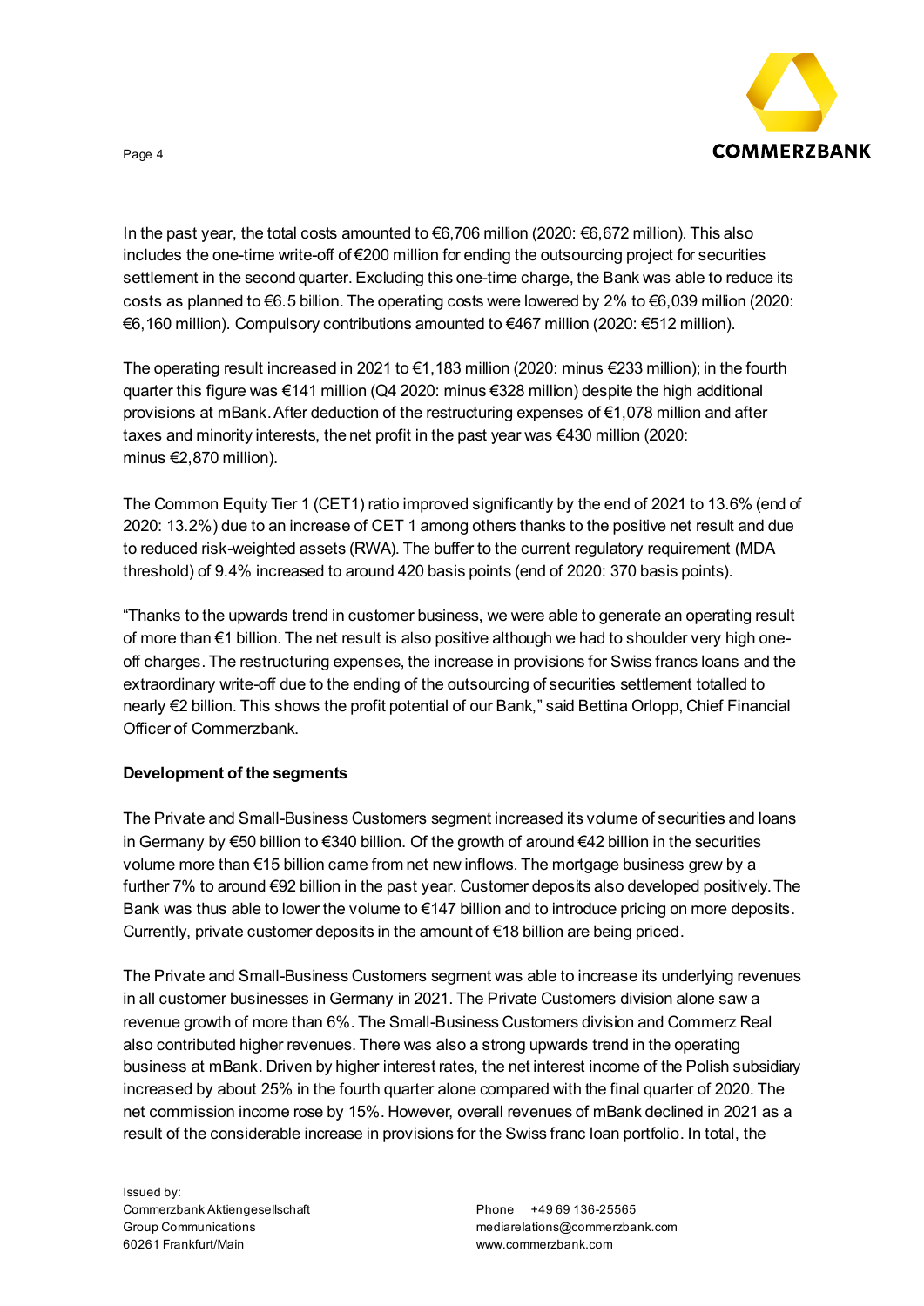In the past year, the total costs amounted to €6,706 million (2020: €6,672 million). This also includes the one-time write-off of €200 million for ending the outsourcing project for securities settlement in the second quarter. Excluding this one-time charge, the Bank was able to reduce its costs as planned to €6.5 billion. The operating costs were lowered by 2% to €6,039 million (2020: €6,160 million). Compulsory contributions amounted to €467 million (2020: €512 million).

The operating result increased in 2021 to €1,183 million (2020: minus €233 million); in the fourth quarter this figure was €141 million (Q4 2020: minus €328 million) despite the high additional provisions at mBank. After deduction of the restructuring expenses of €1,078 million and after taxes and minority interests, the net profit in the past year was €430 million (2020: minus €2,870 million).

The Common Equity Tier 1 (CET1) ratio improved significantly by the end of 2021 to 13.6% (end of 2020: 13.2%) due to an increase of CET 1 among others thanks to the positive net result and due to reduced risk-weighted assets (RWA). The buffer to the current regulatory requirement (MDA threshold) of 9.4% increased to around 420 basis points (end of 2020: 370 basis points).

"Thanks to the upwards trend in customer business, we were able to generate an operating result of more than €1 billion. The net result is also positive although we had to shoulder very high one-off charges. The restructuring expenses, the increase in provisions for Swiss francs loans and the extraordinary write-off due to the ending of the outsourcing of securities settlement totalled to nearly €2 billion. This shows the profit potential of our Bank," said Bettina Orlopp, Chief Financial Officer of Commerzbank.

**Development of the segments**

The Private and Small-Business Customers segment increased its volume of securities and loans in Germany by €50 billion to €340 billion. Of the growth of around €42 billion in the securities volume more than €15 billion came from net new inflows. The mortgage business grew by a further 7% to around €92 billion in the past year. Customer deposits also developed positively. The Bank was thus able to lower the volume to €147 billion and to introduce pricing on more deposits. Currently, private customer deposits in the amount of €18 billion are being priced.

The Private and Small-Business Customers segment was able to increase its underlying revenues in all customer businesses in Germany in 2021. The Private Customers division alone saw a revenue growth of more than 6%. The Small-Business Customers division and Commerz Real also contributed higher revenues. There was also a strong upwards trend in the operating business at mBank. Driven by higher interest rates, the net interest income of the Polish subsidiary increased by about 25% in the fourth quarter alone compared with the final quarter of 2020. The net commission income rose by 15%. However, overall revenues of mBank declined in 2021 as a result of the considerable increase in provisions for the Swiss franc loan portfolio. In total, the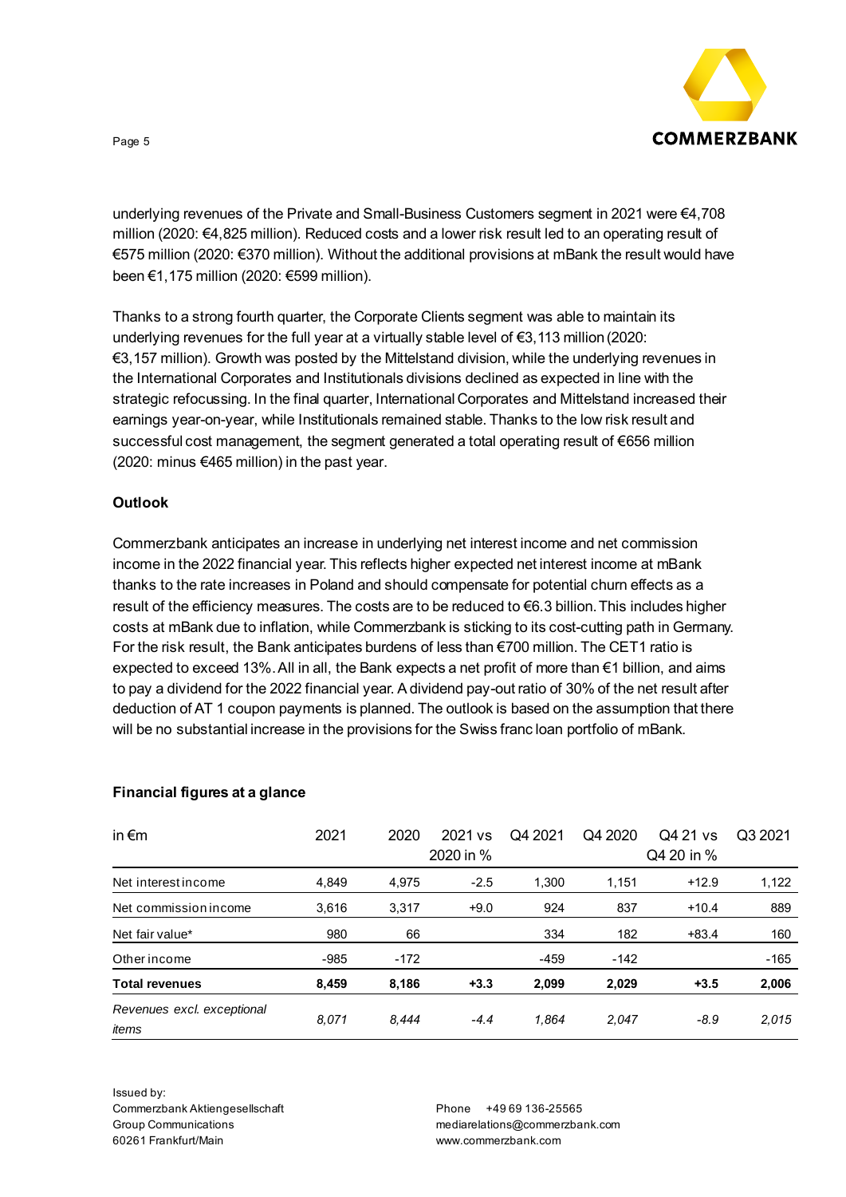underlying revenues of the Private and Small-Business Customers segment in 2021 were €4,708 million (2020: €4,825 million). Reduced costs and a lower risk result led to an operating result of €575 million (2020: €370 million). Without the additional provisions at mBank the result would have been €1,175 million (2020: €599 million).

Thanks to a strong fourth quarter, the Corporate Clients segment was able to maintain its underlying revenues for the full year at a virtually stable level of €3,113 million (2020: €3,157 million). Growth was posted by the Mittelstand division, while the underlying revenues in the International Corporates and Institutionals divisions declined as expected in line with the strategic refocussing. In the final quarter, International Corporates and Mittelstand increased their earnings year-on-year, while Institutionals remained stable. Thanks to the low risk result and successful cost management, the segment generated a total operating result of €656 million (2020: minus €465 million) in the past year.

**Outlook**

Commerzbank anticipates an increase in underlying net interest income and net commission income in the 2022 financial year. This reflects higher expected net interest income at mBank thanks to the rate increases in Poland and should compensate for potential churn effects as a result of the efficiency measures. The costs are to be reduced to €6.3 billion. This includes higher costs at mBank due to inflation, while Commerzbank is sticking to its cost-cutting path in Germany. For the risk result, the Bank anticipates burdens of less than €700 million. The CET1 ratio is expected to exceed 13%. All in all, the Bank expects a net profit of more than €1 billion, and aims to pay a dividend for the 2022 financial year. A dividend pay-out ratio of 30% of the net result after deduction of AT 1 coupon payments is planned. The outlook is based on the assumption that there will be no substantial increase in the provisions for the Swiss franc loan portfolio of mBank.

**Financial figures at a glance**

| in €m | 2021 | 2020 | 2021 vs 2020 in % | Q4 2021 | Q4 2020 | Q4 21 vs Q4 20 in % | Q3 2021 |
|---|---|---|---|---|---|---|---|
| Net interest income | 4,849 | 4,975 | -2.5 | 1,300 | 1,151 | +12.9 | 1,122 |
| Net commission income | 3,616 | 3,317 | +9.0 | 924 | 837 | +10.4 | 889 |
| Net fair value* | 980 | 66 | | 334 | 182 | +83.4 | 160 |
| Other income | -985 | -172 | | -459 | -142 | | -165 |
| **Total revenues** | **8,459** | **8,186** | **+3.3** | **2,099** | **2,029** | **+3.5** | **2,006** |
| *Revenues excl. exceptional items* | *8,071* | *8,444* | *-4.4* | *1,864* | *2,047* | *-8.9* | *2,015* |

Issued by:
Commerzbank Aktiengesellschaft
Group Communications
60261 Frankfurt/Main

Phone +49 69 136-25565
mediarelations@commerzbank.com
www.commerzbank.com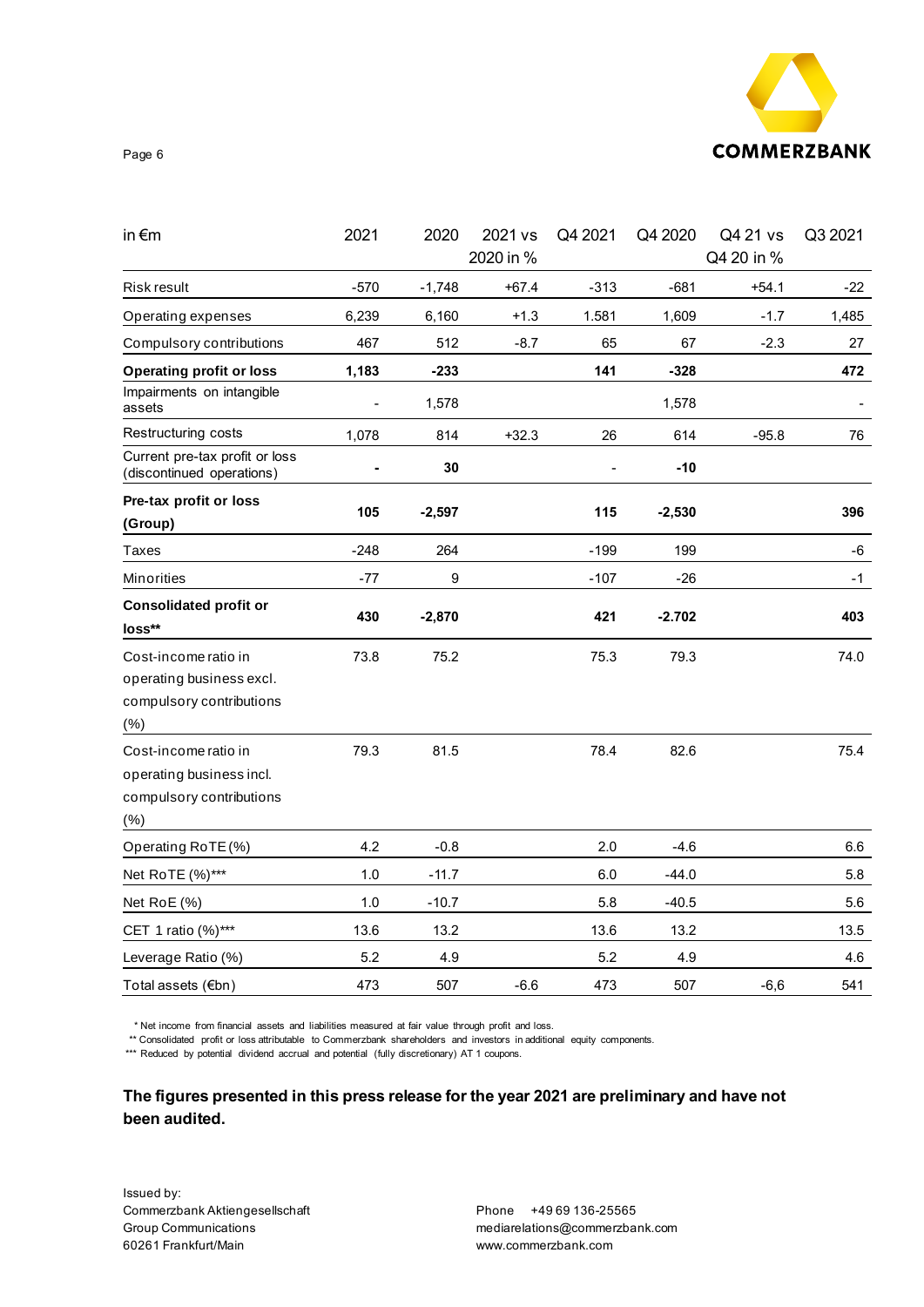| in €m | 2021 | 2020 | 2021 vs 2020 in % | Q4 2021 | Q4 2020 | Q4 21 vs Q4 20 in % | Q3 2021 |
|---|---|---|---|---|---|---|---|
| Risk result | -570 | -1,748 | +67.4 | -313 | -681 | +54.1 | -22 |
| Operating expenses | 6,239 | 6,160 | +1.3 | 1.581 | 1,609 | -1.7 | 1,485 |
| Compulsory contributions | 467 | 512 | -8.7 | 65 | 67 | -2.3 | 27 |
| **Operating profit or loss** | **1,183** | **-233** | | **141** | **-328** | | **472** |
| Impairments on intangible assets | - | 1,578 | | | 1,578 | | - |
| Restructuring costs | 1,078 | 814 | +32.3 | 26 | 614 | -95.8 | 76 |
| Current pre-tax profit or loss (discontinued operations) | **-** | **30** | | - | **-10** | | |
| **Pre-tax profit or loss (Group)** | **105** | **-2,597** | | **115** | **-2,530** | | **396** |
| Taxes | -248 | 264 | | -199 | 199 | | -6 |
| Minorities | -77 | 9 | | -107 | -26 | | -1 |
| **Consolidated profit or loss**\*\* | **430** | **-2,870** | | **421** | **-2.702** | | **403** |
| Cost-income ratio in operating business excl. compulsory contributions (%) | 73.8 | 75.2 | | 75.3 | 79.3 | | 74.0 |
| Cost-income ratio in operating business incl. compulsory contributions (%) | 79.3 | 81.5 | | 78.4 | 82.6 | | 75.4 |
| Operating RoTE (%) | 4.2 | -0.8 | | 2.0 | -4.6 | | 6.6 |
| Net RoTE (%)\*\*\* | 1.0 | -11.7 | | 6.0 | -44.0 | | 5.8 |
| Net RoE (%) | 1.0 | -10.7 | | 5.8 | -40.5 | | 5.6 |
| CET 1 ratio (%)\*\*\* | 13.6 | 13.2 | | 13.6 | 13.2 | | 13.5 |
| Leverage Ratio (%) | 5.2 | 4.9 | | 5.2 | 4.9 | | 4.6 |
| Total assets (€bn) | 473 | 507 | -6.6 | 473 | 507 | -6,6 | 541 |

\* Net income from financial assets and liabilities measured at fair value through profit and loss.
\*\* Consolidated profit or loss attributable to Commerzbank shareholders and investors in additional equity components.
\*\*\* Reduced by potential dividend accrual and potential (fully discretionary) AT 1 coupons.

**The figures presented in this press release for the year 2021 are preliminary and have not been audited.**

Issued by:
Commerzbank Aktiengesellschaft
Group Communications
60261 Frankfurt/Main

Phone +49 69 136-25565
mediarelations@commerzbank.com
www.commerzbank.com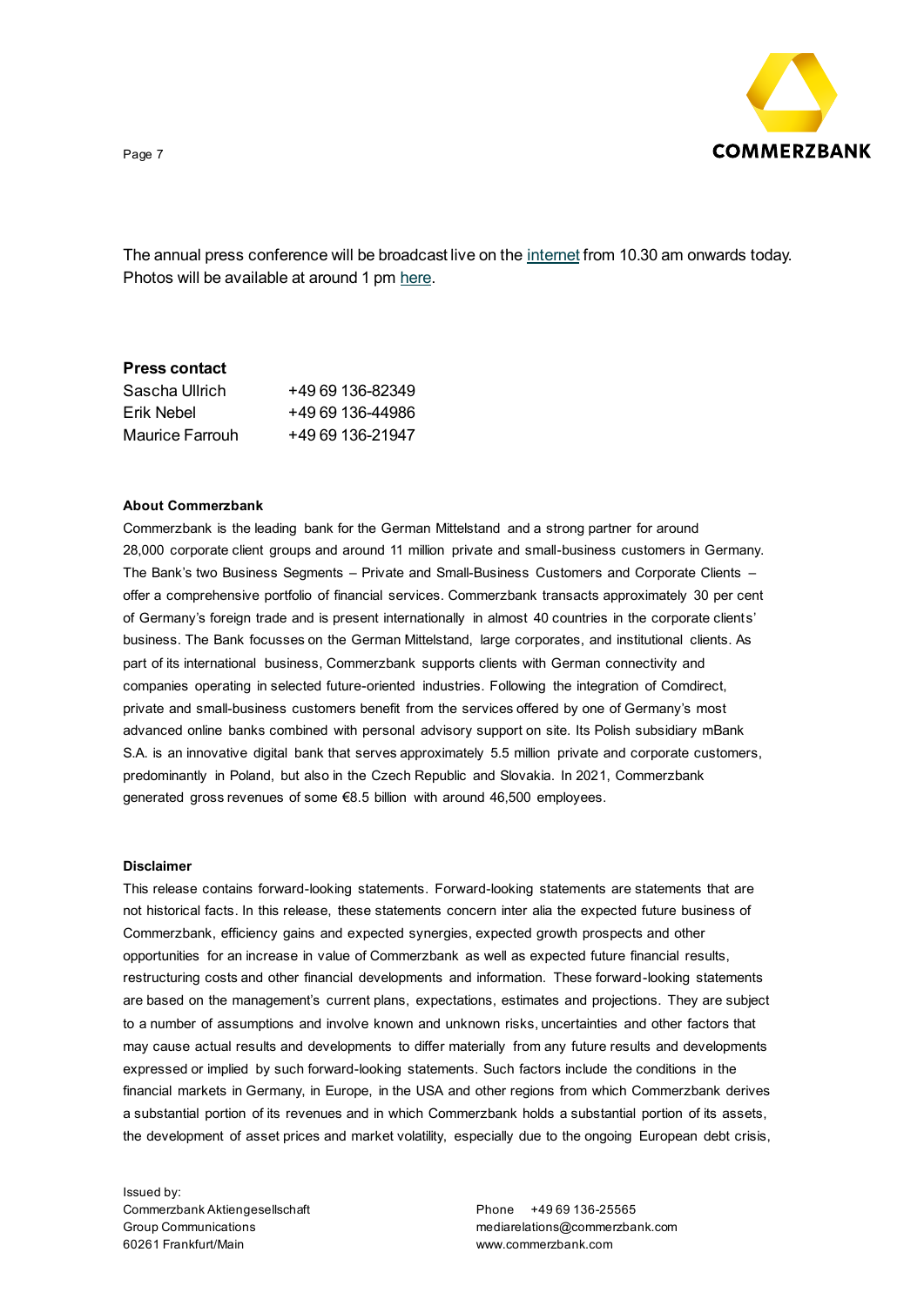The annual press conference will be broadcast live on the internet from 10.30 am onwards today. Photos will be available at around 1 pm here.

**Press contact**

| | |
|---|---|
| Sascha Ullrich | +49 69 136-82349 |
| Erik Nebel | +49 69 136-44986 |
| Maurice Farrouh | +49 69 136-21947 |

**About Commerzbank**

Commerzbank is the leading bank for the German Mittelstand and a strong partner for around 28,000 corporate client groups and around 11 million private and small-business customers in Germany. The Bank's two Business Segments – Private and Small-Business Customers and Corporate Clients – offer a comprehensive portfolio of financial services. Commerzbank transacts approximately 30 per cent of Germany's foreign trade and is present internationally in almost 40 countries in the corporate clients' business. The Bank focusses on the German Mittelstand, large corporates, and institutional clients. As part of its international business, Commerzbank supports clients with German connectivity and companies operating in selected future-oriented industries. Following the integration of Comdirect, private and small-business customers benefit from the services offered by one of Germany's most advanced online banks combined with personal advisory support on site. Its Polish subsidiary mBank S.A. is an innovative digital bank that serves approximately 5.5 million private and corporate customers, predominantly in Poland, but also in the Czech Republic and Slovakia. In 2021, Commerzbank generated gross revenues of some €8.5 billion with around 46,500 employees.

**Disclaimer**

This release contains forward-looking statements. Forward-looking statements are statements that are not historical facts. In this release, these statements concern inter alia the expected future business of Commerzbank, efficiency gains and expected synergies, expected growth prospects and other opportunities for an increase in value of Commerzbank as well as expected future financial results, restructuring costs and other financial developments and information. These forward-looking statements are based on the management's current plans, expectations, estimates and projections. They are subject to a number of assumptions and involve known and unknown risks, uncertainties and other factors that may cause actual results and developments to differ materially from any future results and developments expressed or implied by such forward-looking statements. Such factors include the conditions in the financial markets in Germany, in Europe, in the USA and other regions from which Commerzbank derives a substantial portion of its revenues and in which Commerzbank holds a substantial portion of its assets, the development of asset prices and market volatility, especially due to the ongoing European debt crisis,

Issued by:
Commerzbank Aktiengesellschaft
Group Communications
60261 Frankfurt/Main

Phone +49 69 136-25565
mediarelations@commerzbank.com
www.commerzbank.com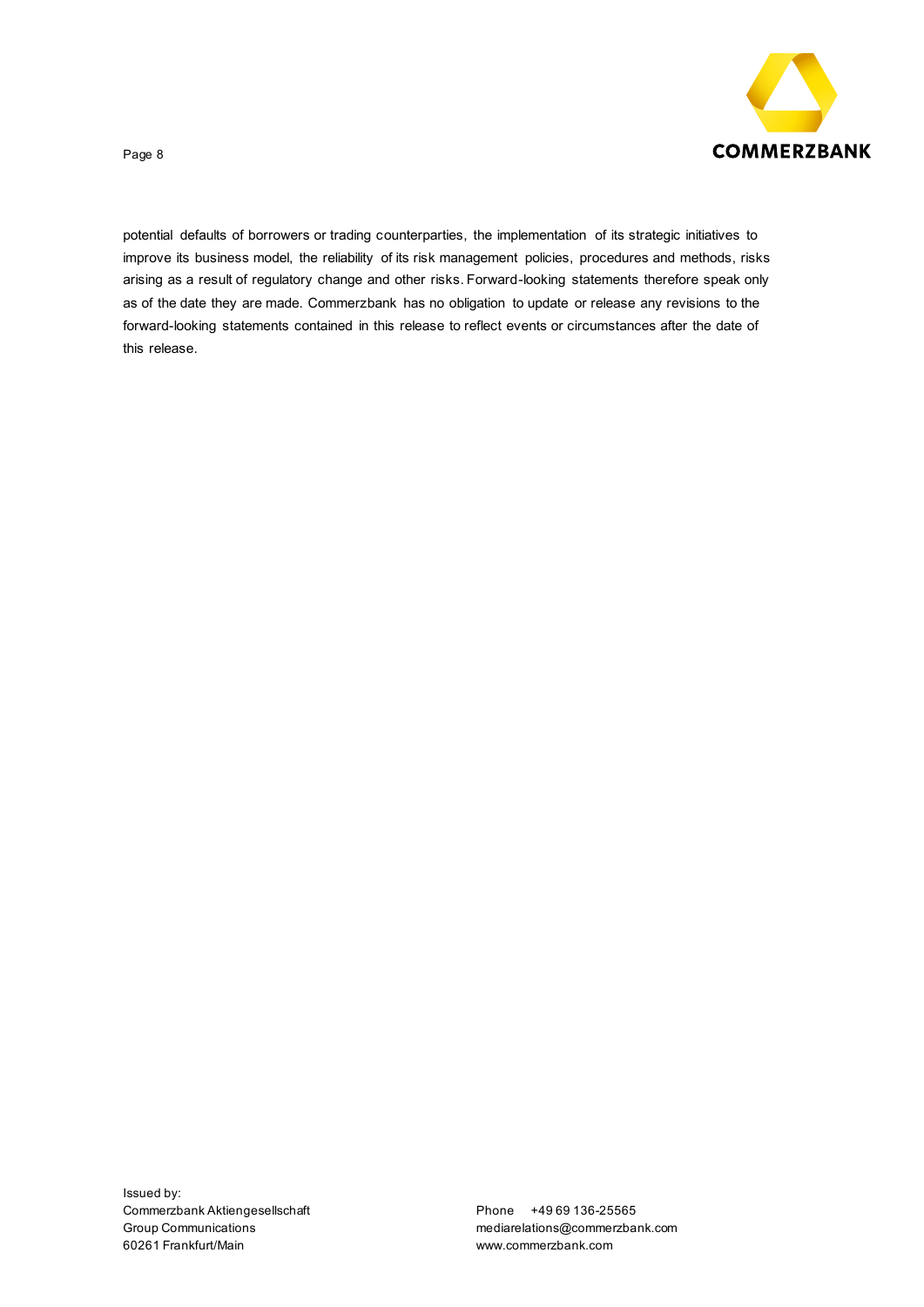potential defaults of borrowers or trading counterparties, the implementation of its strategic initiatives to improve its business model, the reliability of its risk management policies, procedures and methods, risks arising as a result of regulatory change and other risks. Forward-looking statements therefore speak only as of the date they are made. Commerzbank has no obligation to update or release any revisions to the forward-looking statements contained in this release to reflect events or circumstances after the date of this release.

Issued by:
Commerzbank Aktiengesellschaft
Group Communications
60261 Frankfurt/Main

Phone +49 69 136-25565
mediarelations@commerzbank.com
www.commerzbank.com